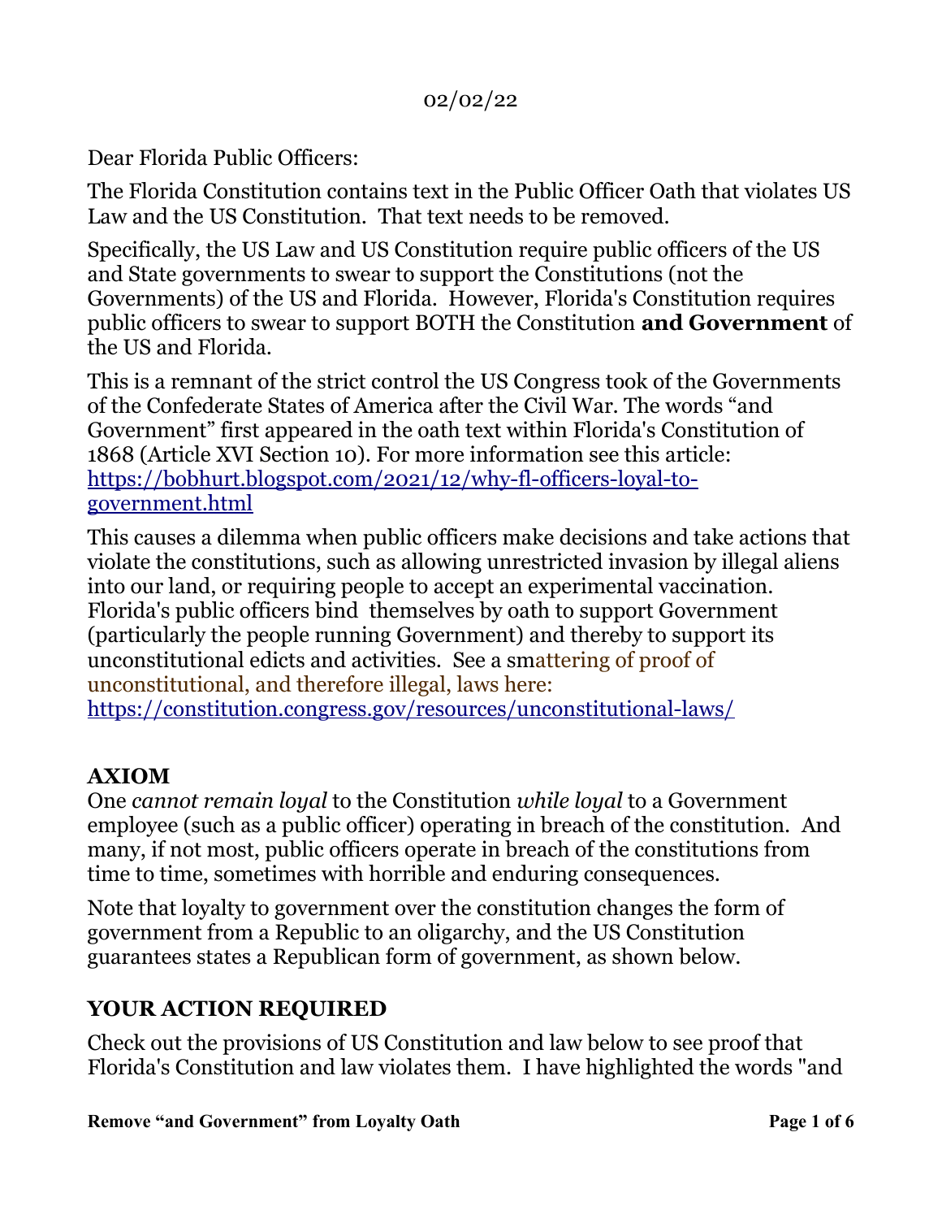02/02/22

Dear Florida Public Officers:

The Florida Constitution contains text in the Public Officer Oath that violates US Law and the US Constitution. That text needs to be removed.

Specifically, the US Law and US Constitution require public officers of the US and State governments to swear to support the Constitutions (not the Governments) of the US and Florida. However, Florida's Constitution requires public officers to swear to support BOTH the Constitution **and Government** of the US and Florida.

This is a remnant of the strict control the US Congress took of the Governments of the Confederate States of America after the Civil War. The words "and Government" first appeared in the oath text within Florida's Constitution of 1868 (Article XVI Section 10). For more information see this article: [https://bobhurt.blogspot.com/2021/12/why-fl-officers-loyal-to-government.html](https://bobhurt.blogspot.com/2021/12/why-fl-officers-loyal-to-government.html)

This causes a dilemma when public officers make decisions and take actions that violate the constitutions, such as allowing unrestricted invasion by illegal aliens into our land, or requiring people to accept an experimental vaccination. Florida's public officers bind themselves by oath to support Government (particularly the people running Government) and thereby to support its unconstitutional edicts and activities. See a smattering of proof of unconstitutional, and therefore illegal, laws here: [https://constitution.congress.gov/resources/unconstitutional-laws/](https://constitution.congress.gov/resources/unconstitutional-laws/)

## AXIOM

One *cannot remain loyal* to the Constitution *while loyal* to a Government employee (such as a public officer) operating in breach of the constitution. And many, if not most, public officers operate in breach of the constitutions from time to time, sometimes with horrible and enduring consequences.

Note that loyalty to government over the constitution changes the form of government from a Republic to an oligarchy, and the US Constitution guarantees states a Republican form of government, as shown below.

## YOUR ACTION REQUIRED

Check out the provisions of US Constitution and law below to see proof that Florida's Constitution and law violates them. I have highlighted the words "and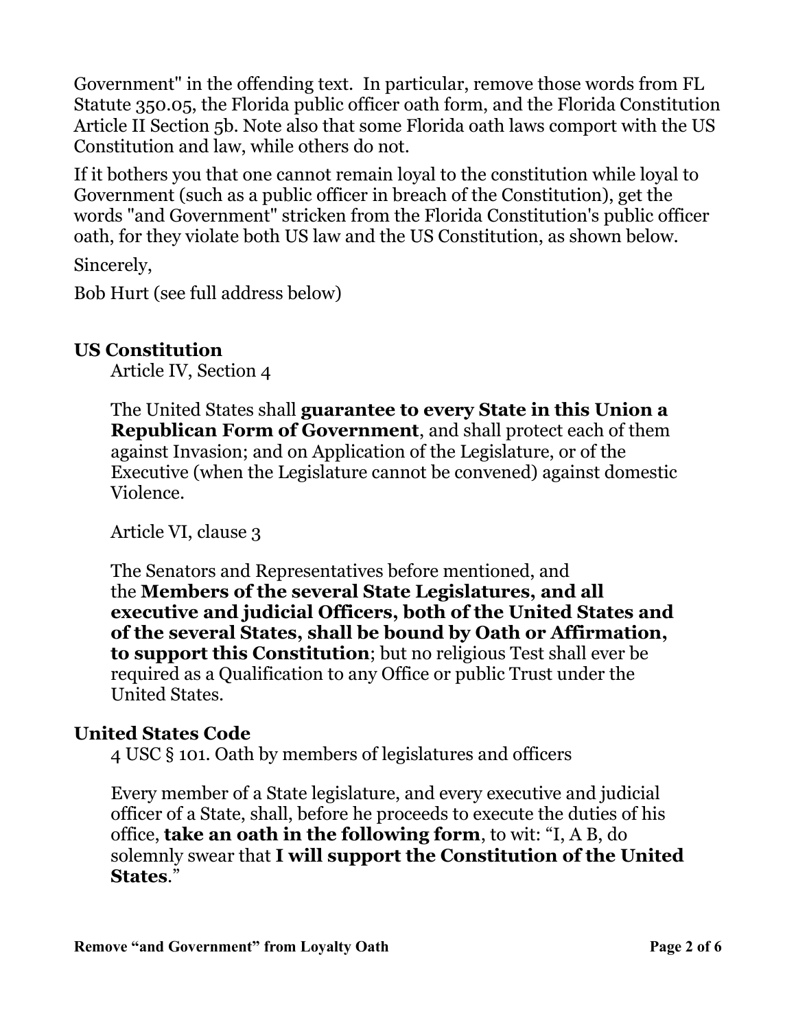Government" in the offending text. In particular, remove those words from FL Statute 350.05, the Florida public officer oath form, and the Florida Constitution Article II Section 5b. Note also that some Florida oath laws comport with the US Constitution and law, while others do not.

If it bothers you that one cannot remain loyal to the constitution while loyal to Government (such as a public officer in breach of the Constitution), get the words "and Government" stricken from the Florida Constitution's public officer oath, for they violate both US law and the US Constitution, as shown below.

Sincerely,

Bob Hurt (see full address below)

## US Constitution

Article IV, Section 4

The United States shall **guarantee to every State in this Union a Republican Form of Government**, and shall protect each of them against Invasion; and on Application of the Legislature, or of the Executive (when the Legislature cannot be convened) against domestic Violence.

Article VI, clause 3

The Senators and Representatives before mentioned, and the **Members of the several State Legislatures, and all executive and judicial Officers, both of the United States and of the several States, shall be bound by Oath or Affirmation, to support this Constitution**; but no religious Test shall ever be required as a Qualification to any Office or public Trust under the United States.

## United States Code

4 USC § 101. Oath by members of legislatures and officers

Every member of a State legislature, and every executive and judicial officer of a State, shall, before he proceeds to execute the duties of his office, **take an oath in the following form**, to wit: "I, A B, do solemnly swear that **I will support the Constitution of the United States**."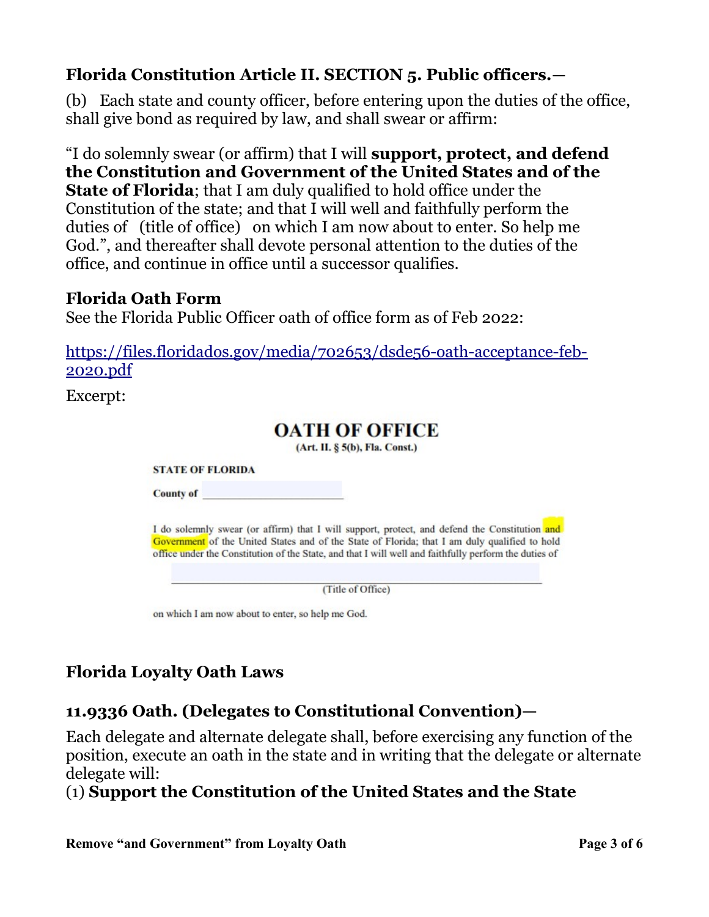### Florida Constitution Article II. SECTION 5. Public officers.—

(b) Each state and county officer, before entering upon the duties of the office, shall give bond as required by law, and shall swear or affirm:

"I do solemnly swear (or affirm) that I will **support, protect, and defend the Constitution and Government of the United States and of the State of Florida**; that I am duly qualified to hold office under the Constitution of the state; and that I will well and faithfully perform the duties of (title of office) on which I am now about to enter. So help me God.", and thereafter shall devote personal attention to the duties of the office, and continue in office until a successor qualifies.

### Florida Oath Form

See the Florida Public Officer oath of office form as of Feb 2022:

[https://files.floridados.gov/media/702653/dsde56-oath-acceptance-feb-2020.pdf](https://files.floridados.gov/media/702653/dsde56-oath-acceptance-feb-2020.pdf)

Excerpt:

**OATH OF OFFICE**

**(Art. II. § 5(b), Fla. Const.)**

**STATE OF FLORIDA**

**County of** ____________________

I do solemnly swear (or affirm) that I will support, protect, and defend the Constitution and Government of the United States and of the State of Florida; that I am duly qualified to hold office under the Constitution of the State, and that I will well and faithfully perform the duties of

______________________________
(Title of Office)

on which I am now about to enter, so help me God.

### Florida Loyalty Oath Laws

### 11.9336 Oath. (Delegates to Constitutional Convention)—

Each delegate and alternate delegate shall, before exercising any function of the position, execute an oath in the state and in writing that the delegate or alternate delegate will:

(1) **Support the Constitution of the United States and the State**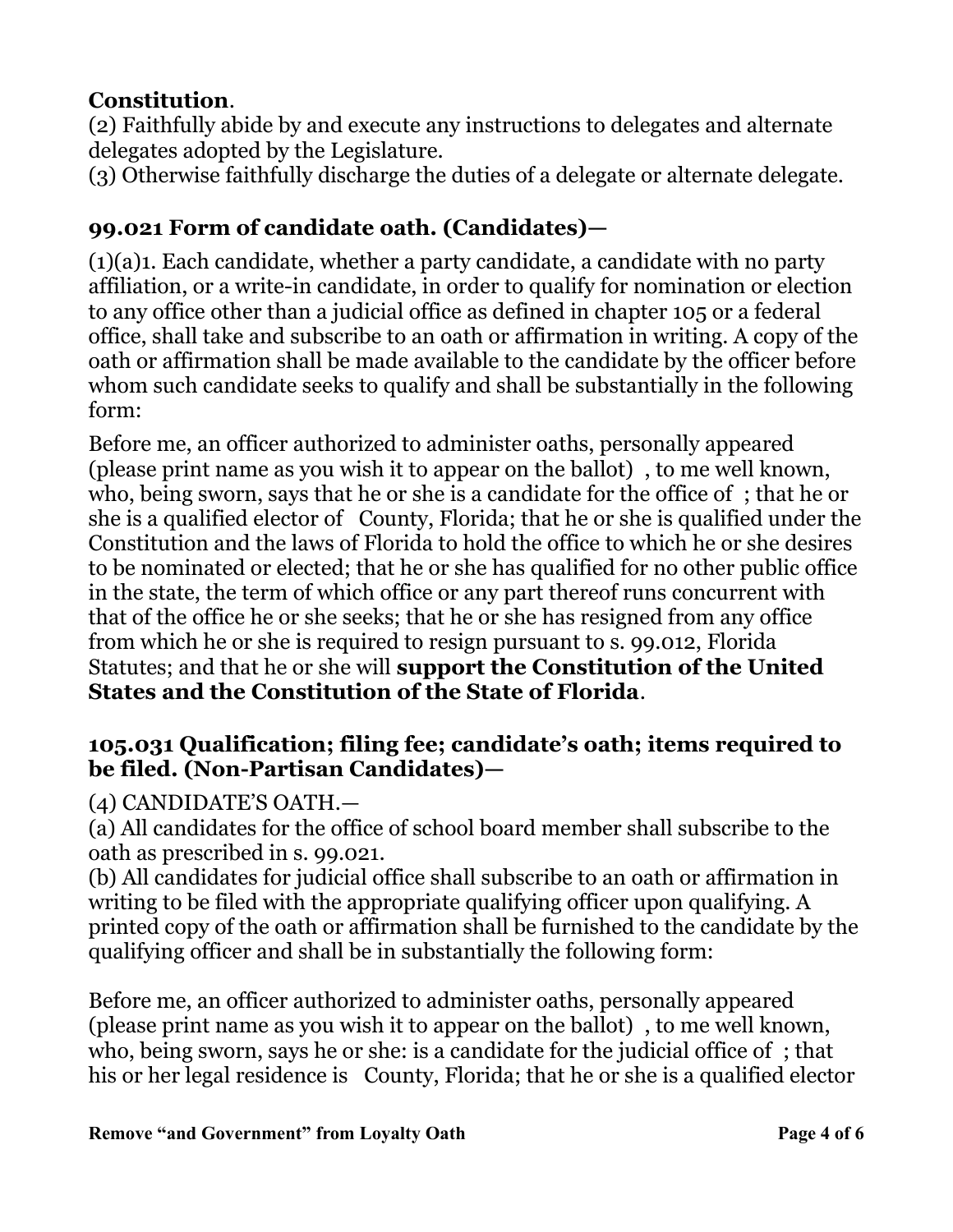**Constitution**.

(2) Faithfully abide by and execute any instructions to delegates and alternate delegates adopted by the Legislature.

(3) Otherwise faithfully discharge the duties of a delegate or alternate delegate.

### 99.021 Form of candidate oath. (Candidates)—

(1)(a)1. Each candidate, whether a party candidate, a candidate with no party affiliation, or a write-in candidate, in order to qualify for nomination or election to any office other than a judicial office as defined in chapter 105 or a federal office, shall take and subscribe to an oath or affirmation in writing. A copy of the oath or affirmation shall be made available to the candidate by the officer before whom such candidate seeks to qualify and shall be substantially in the following form:

Before me, an officer authorized to administer oaths, personally appeared (please print name as you wish it to appear on the ballot) , to me well known, who, being sworn, says that he or she is a candidate for the office of ; that he or she is a qualified elector of County, Florida; that he or she is qualified under the Constitution and the laws of Florida to hold the office to which he or she desires to be nominated or elected; that he or she has qualified for no other public office in the state, the term of which office or any part thereof runs concurrent with that of the office he or she seeks; that he or she has resigned from any office from which he or she is required to resign pursuant to s. 99.012, Florida Statutes; and that he or she will **support the Constitution of the United States and the Constitution of the State of Florida**.

### 105.031 Qualification; filing fee; candidate's oath; items required to be filed. (Non-Partisan Candidates)—

(4) CANDIDATE'S OATH.—

(a) All candidates for the office of school board member shall subscribe to the oath as prescribed in s. 99.021.

(b) All candidates for judicial office shall subscribe to an oath or affirmation in writing to be filed with the appropriate qualifying officer upon qualifying. A printed copy of the oath or affirmation shall be furnished to the candidate by the qualifying officer and shall be in substantially the following form:

Before me, an officer authorized to administer oaths, personally appeared (please print name as you wish it to appear on the ballot) , to me well known, who, being sworn, says he or she: is a candidate for the judicial office of ; that his or her legal residence is County, Florida; that he or she is a qualified elector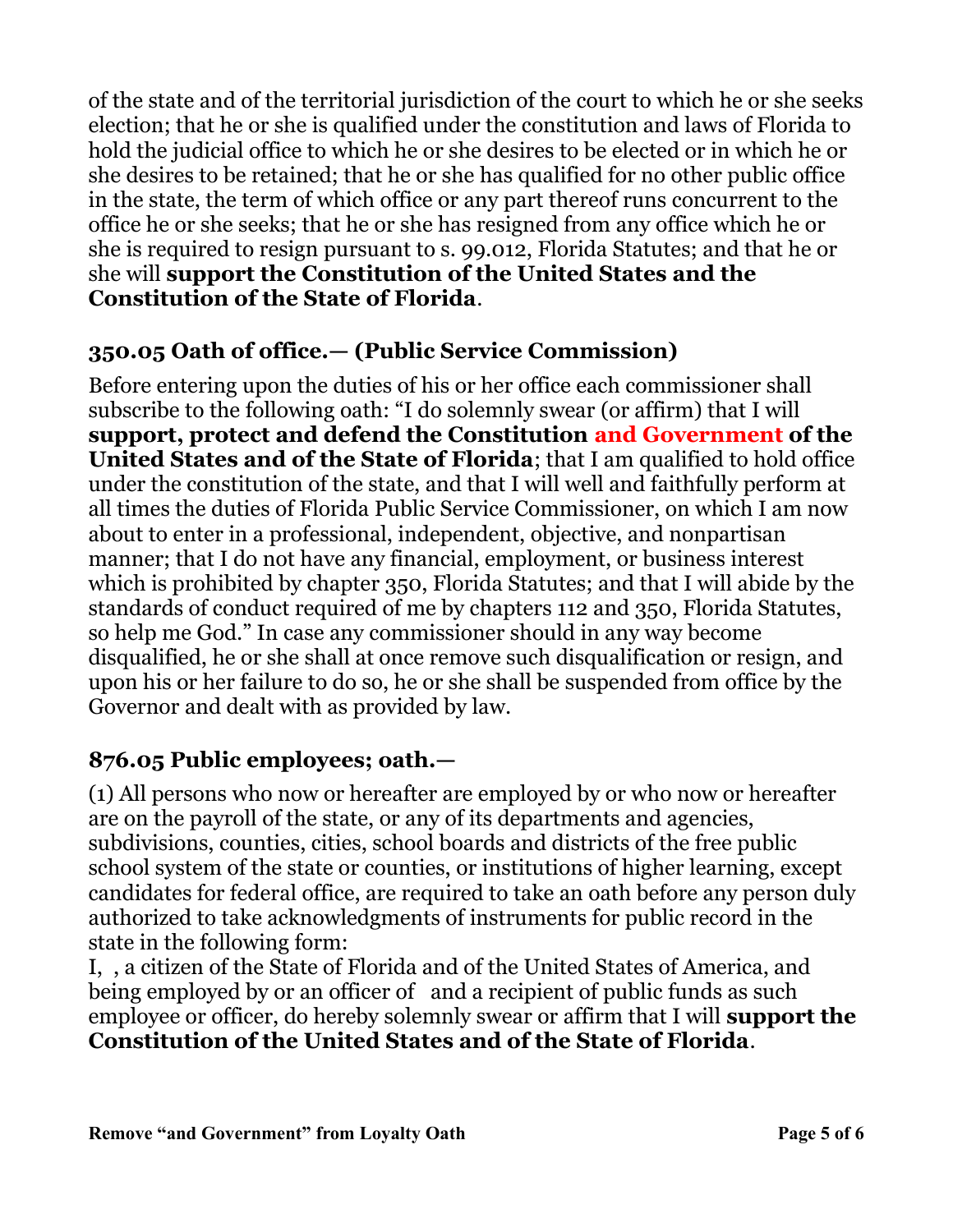of the state and of the territorial jurisdiction of the court to which he or she seeks election; that he or she is qualified under the constitution and laws of Florida to hold the judicial office to which he or she desires to be elected or in which he or she desires to be retained; that he or she has qualified for no other public office in the state, the term of which office or any part thereof runs concurrent to the office he or she seeks; that he or she has resigned from any office which he or she is required to resign pursuant to s. 99.012, Florida Statutes; and that he or she will **support the Constitution of the United States and the Constitution of the State of Florida**.

### 350.05 Oath of office.— (Public Service Commission)

Before entering upon the duties of his or her office each commissioner shall subscribe to the following oath: "I do solemnly swear (or affirm) that I will **support, protect and defend the Constitution and Government of the United States and of the State of Florida**; that I am qualified to hold office under the constitution of the state, and that I will well and faithfully perform at all times the duties of Florida Public Service Commissioner, on which I am now about to enter in a professional, independent, objective, and nonpartisan manner; that I do not have any financial, employment, or business interest which is prohibited by chapter 350, Florida Statutes; and that I will abide by the standards of conduct required of me by chapters 112 and 350, Florida Statutes, so help me God." In case any commissioner should in any way become disqualified, he or she shall at once remove such disqualification or resign, and upon his or her failure to do so, he or she shall be suspended from office by the Governor and dealt with as provided by law.

### 876.05 Public employees; oath.—

(1) All persons who now or hereafter are employed by or who now or hereafter are on the payroll of the state, or any of its departments and agencies, subdivisions, counties, cities, school boards and districts of the free public school system of the state or counties, or institutions of higher learning, except candidates for federal office, are required to take an oath before any person duly authorized to take acknowledgments of instruments for public record in the state in the following form:

I, , a citizen of the State of Florida and of the United States of America, and being employed by or an officer of and a recipient of public funds as such employee or officer, do hereby solemnly swear or affirm that I will **support the Constitution of the United States and of the State of Florida**.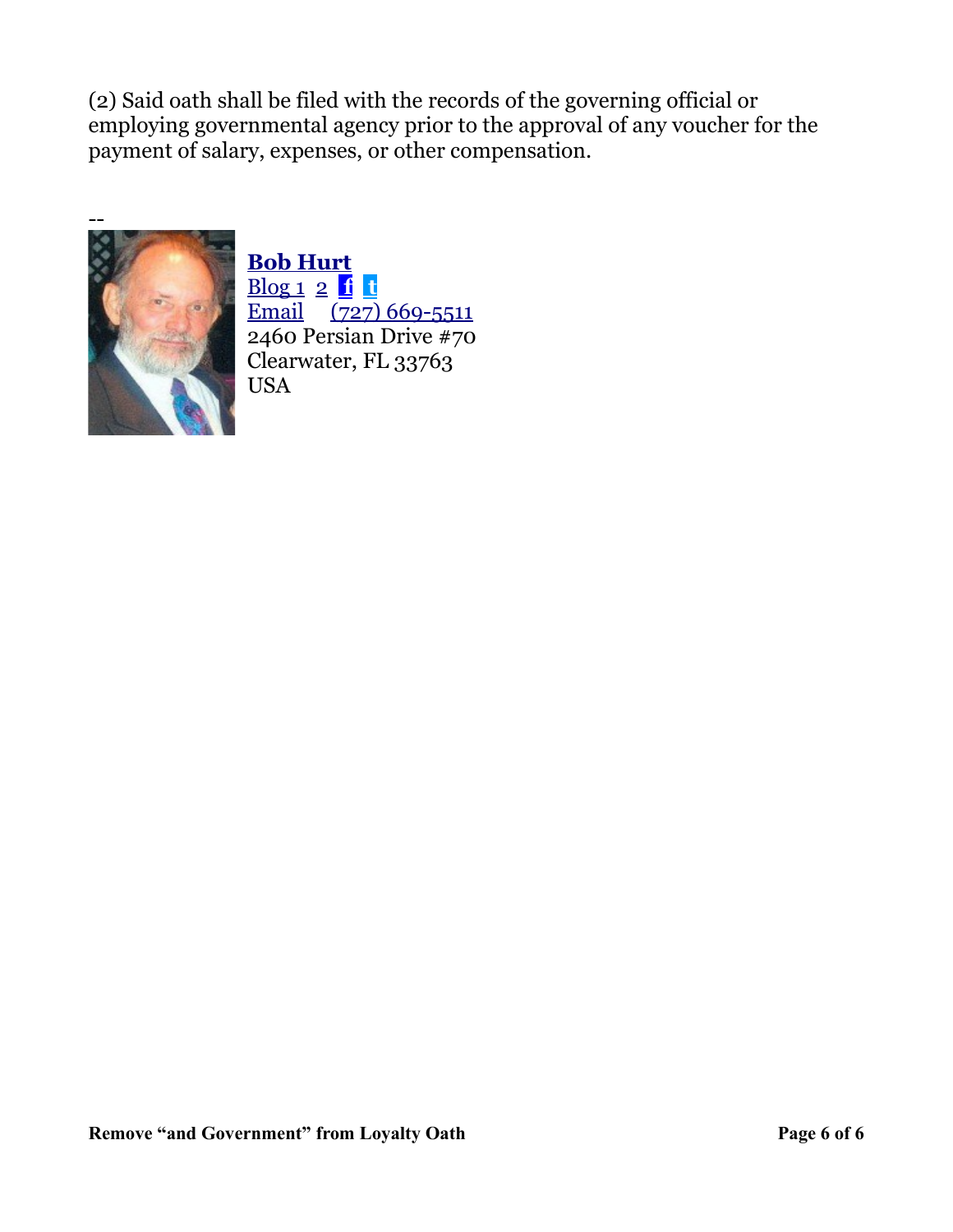(2) Said oath shall be filed with the records of the governing official or employing governmental agency prior to the approval of any voucher for the payment of salary, expenses, or other compensation.

--

**Bob Hurt**
Blog 1 2 f t
Email (727) 669-5511
2460 Persian Drive #70
Clearwater, FL 33763
USA